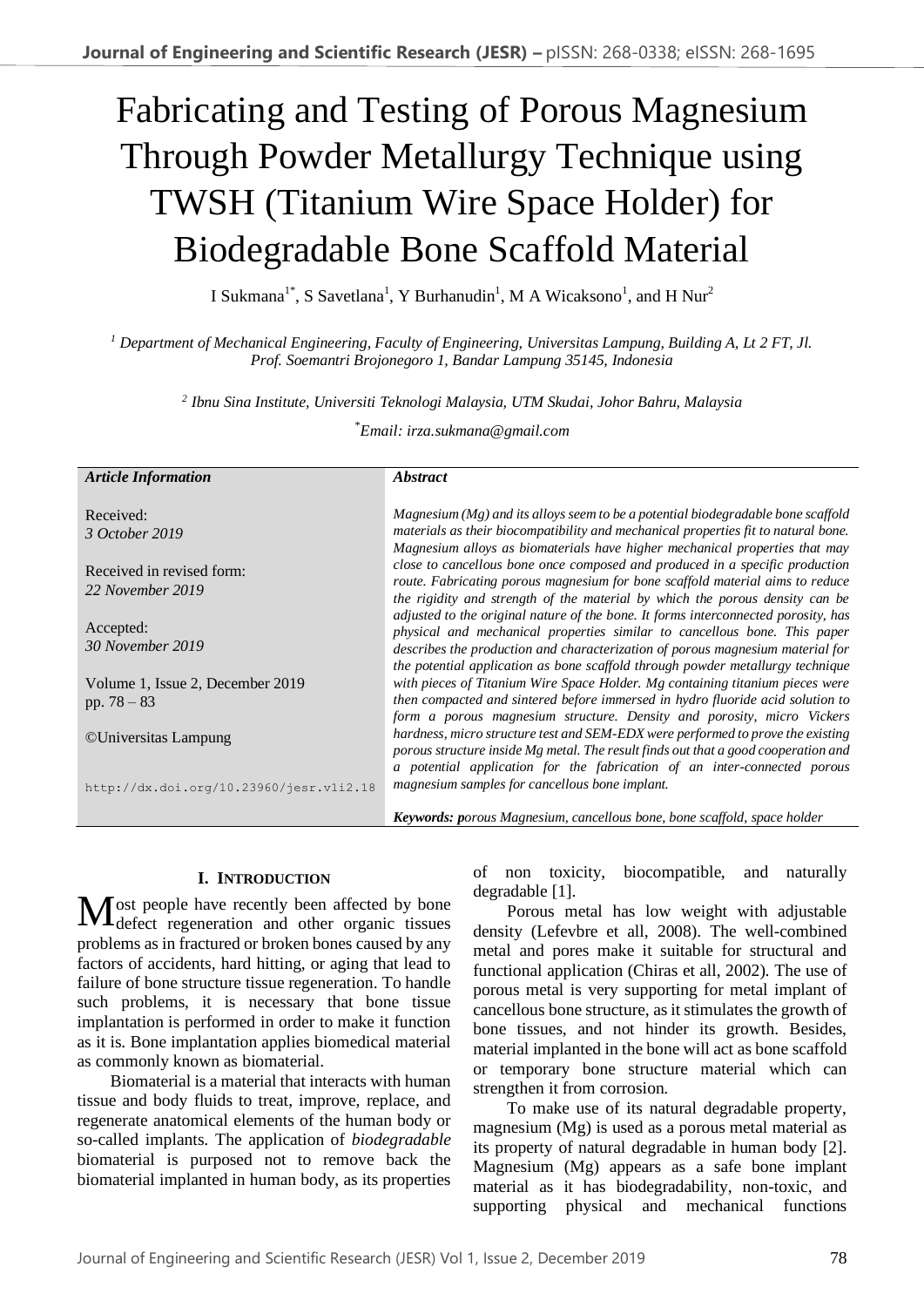# Fabricating and Testing of Porous Magnesium Through Powder Metallurgy Technique using TWSH (Titanium Wire Space Holder) for Biodegradable Bone Scaffold Material

I Sukmana[1*], S Savetlana[1], Y Burhanudin[1], M A Wicaksono[1], and H Nur[2]

*[1] Department of Mechanical Engineering, Faculty of Engineering, Universitas Lampung, Building A, Lt 2 FT, Jl. Prof. Soemantri Brojonegoro 1, Bandar Lampung 35145, Indonesia*

*[2] Ibnu Sina Institute, Universiti Teknologi Malaysia, UTM Skudai, Johor Bahru, Malaysia*

*[*]Email: irza.sukmana@gmail.com*

| *Article Information* | *Abstract* |
|---|---|
| Received: *3 October 2019*<br><br>Received in revised form: *22 November 2019*<br><br>Accepted: *30 November 2019*<br><br>Volume 1, Issue 2, December 2019<br>pp. 78 – 83<br><br>©Universitas Lampung<br><br>http://dx.doi.org/10.23960/jesr.v1i2.18 | *Magnesium (Mg) and its alloys seem to be a potential biodegradable bone scaffold materials as their biocompatibility and mechanical properties fit to natural bone. Magnesium alloys as biomaterials have higher mechanical properties that may close to cancellous bone once composed and produced in a specific production route. Fabricating porous magnesium for bone scaffold material aims to reduce the rigidity and strength of the material by which the porous density can be adjusted to the original nature of the bone. It forms interconnected porosity, has physical and mechanical properties similar to cancellous bone. This paper describes the production and characterization of porous magnesium material for the potential application as bone scaffold through powder metallurgy technique with pieces of Titanium Wire Space Holder. Mg containing titanium pieces were then compacted and sintered before immersed in hydro fluoride acid solution to form a porous magnesium structure. Density and porosity, micro Vickers hardness, micro structure test and SEM-EDX were performed to prove the existing porous structure inside Mg metal. The result finds out that a good cooperation and a potential application for the fabrication of an inter-connected porous magnesium samples for cancellous bone implant.*<br><br>***Keywords: p****orous Magnesium, cancellous bone, bone scaffold, space holder* |

## I. Introduction

Most people have recently been affected by bone defect regeneration and other organic tissues problems as in fractured or broken bones caused by any factors of accidents, hard hitting, or aging that lead to failure of bone structure tissue regeneration. To handle such problems, it is necessary that bone tissue implantation is performed in order to make it function as it is. Bone implantation applies biomedical material as commonly known as biomaterial.

Biomaterial is a material that interacts with human tissue and body fluids to treat, improve, replace, and regenerate anatomical elements of the human body or so-called implants. The application of *biodegradable* biomaterial is purposed not to remove back the biomaterial implanted in human body, as its properties of non toxicity, biocompatible, and naturally degradable [1].

Porous metal has low weight with adjustable density (Lefevbre et all, 2008). The well-combined metal and pores make it suitable for structural and functional application (Chiras et all, 2002). The use of porous metal is very supporting for metal implant of cancellous bone structure, as it stimulates the growth of bone tissues, and not hinder its growth. Besides, material implanted in the bone will act as bone scaffold or temporary bone structure material which can strengthen it from corrosion.

To make use of its natural degradable property, magnesium (Mg) is used as a porous metal material as its property of natural degradable in human body [2]. Magnesium (Mg) appears as a safe bone implant material as it has biodegradability, non-toxic, and supporting physical and mechanical functions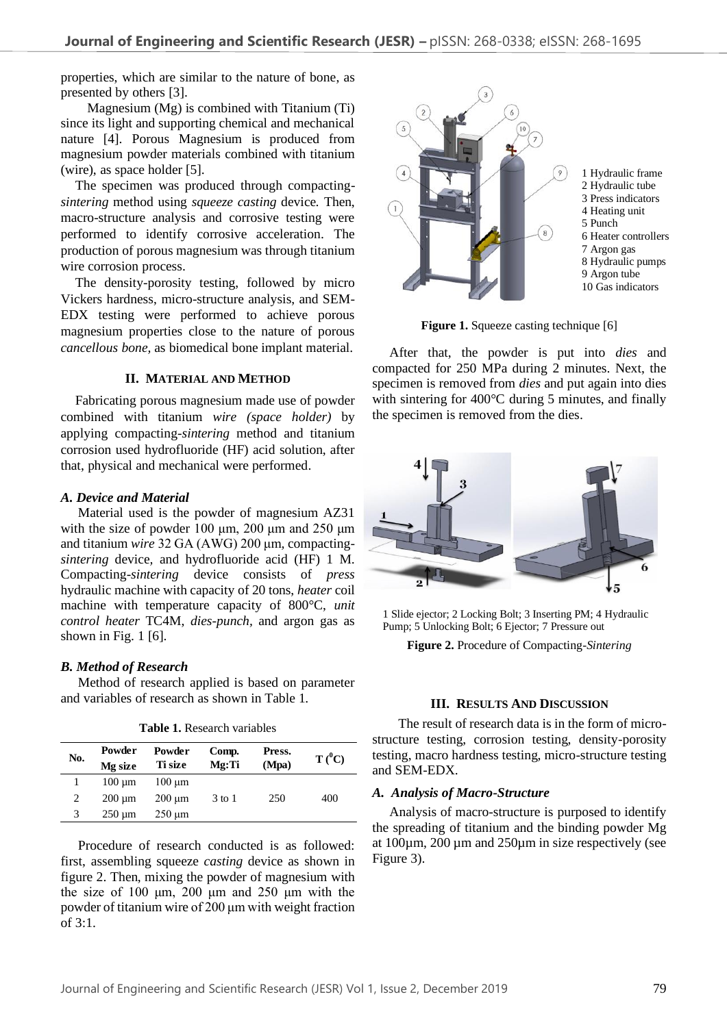properties, which are similar to the nature of bone, as presented by others [3].

Magnesium (Mg) is combined with Titanium (Ti) since its light and supporting chemical and mechanical nature [4]. Porous Magnesium is produced from magnesium powder materials combined with titanium (wire), as space holder [5].

The specimen was produced through compacting-*sintering* method using *squeeze casting* device. Then, macro-structure analysis and corrosive testing were performed to identify corrosive acceleration. The production of porous magnesium was through titanium wire corrosion process.

The density-porosity testing, followed by micro Vickers hardness, micro-structure analysis, and SEM-EDX testing were performed to achieve porous magnesium properties close to the nature of porous *cancellous bone*, as biomedical bone implant material.

## II. Material and Method

Fabricating porous magnesium made use of powder combined with titanium *wire (space holder)* by applying compacting-*sintering* method and titanium corrosion used hydrofluoride (HF) acid solution, after that, physical and mechanical were performed.

### A. Device and Material

Material used is the powder of magnesium AZ31 with the size of powder 100 µm, 200 µm and 250 µm and titanium *wire* 32 GA (AWG) 200 µm, compacting-*sintering* device, and hydrofluoride acid (HF) 1 M. Compacting-*sintering* device consists of *press* hydraulic machine with capacity of 20 tons, *heater* coil machine with temperature capacity of 800°C, *unit control heater* TC4M, *dies-punch*, and argon gas as shown in Fig. 1 [6].

### B. Method of Research

Method of research applied is based on parameter and variables of research as shown in Table 1.

**Table 1.** Research variables

| No. | Powder Mg size | Powder Ti size | Comp. Mg:Ti | Press. (Mpa) | T ($^0$C) |
|---|---|---|---|---|---|
| 1 | 100 µm | 100 µm | | | |
| 2 | 200 µm | 200 µm | 3 to 1 | 250 | 400 |
| 3 | 250 µm | 250 µm | | | |

Procedure of research conducted is as followed: first, assembling squeeze *casting* device as shown in figure 2. Then, mixing the powder of magnesium with the size of 100 µm, 200 µm and 250 µm with the powder of titanium wire of 200 µm with weight fraction of 3:1.

1 Hydraulic frame
2 Hydraulic tube
3 Press indicators
4 Heating unit
5 Punch
6 Heater controllers
7 Argon gas
8 Hydraulic pumps
9 Argon tube
10 Gas indicators

**Figure 1.** Squeeze casting technique [6]

After that, the powder is put into *dies* and compacted for 250 MPa during 2 minutes. Next, the specimen is removed from *dies* and put again into dies with sintering for 400°C during 5 minutes, and finally the specimen is removed from the dies.

1 Slide ejector; 2 Locking Bolt; 3 Inserting PM; 4 Hydraulic Pump; 5 Unlocking Bolt; 6 Ejector; 7 Pressure out

**Figure 2.** Procedure of Compacting-*Sintering*

## III. Results And Discussion

The result of research data is in the form of micro-structure testing, corrosion testing, density-porosity testing, macro hardness testing, micro-structure testing and SEM-EDX.

### A. Analysis of Macro-Structure

Analysis of macro-structure is purposed to identify the spreading of titanium and the binding powder Mg at 100µm, 200 µm and 250µm in size respectively (see Figure 3).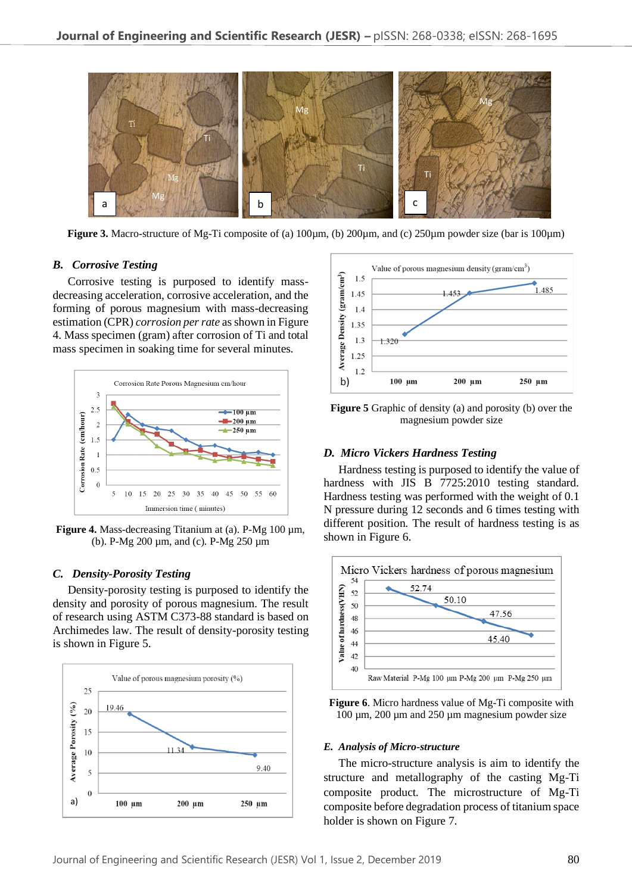Figure 3. Macro-structure of Mg-Ti composite of (a) 100µm, (b) 200µm, and (c) 250µm powder size (bar is 100µm)

### B. *Corrosive Testing*

Corrosive testing is purposed to identify mass-decreasing acceleration, corrosive acceleration, and the forming of porous magnesium with mass-decreasing estimation (CPR) *corrosion per rate* as shown in Figure 4. Mass specimen (gram) after corrosion of Ti and total mass specimen in soaking time for several minutes.

**Figure 4.** Mass-decreasing Titanium at (a). P-Mg 100 µm, (b). P-Mg 200 µm, and (c). P-Mg 250 µm

### C. *Density-Porosity Testing*

Density-porosity testing is purposed to identify the density and porosity of porous magnesium. The result of research using ASTM C373-88 standard is based on Archimedes law. The result of density-porosity testing is shown in Figure 5.

**Figure 5** Graphic of density (a) and porosity (b) over the magnesium powder size

### D. *Micro Vickers Hardness Testing*

Hardness testing is purposed to identify the value of hardness with JIS B 7725:2010 testing standard. Hardness testing was performed with the weight of 0.1 N pressure during 12 seconds and 6 times testing with different position. The result of hardness testing is as shown in Figure 6.

**Figure 6**. Micro hardness value of Mg-Ti composite with 100 µm, 200 µm and 250 µm magnesium powder size

### E. *Analysis of Micro-structure*

The micro-structure analysis is aim to identify the structure and metallography of the casting Mg-Ti composite product. The microstructure of Mg-Ti composite before degradation process of titanium space holder is shown on Figure 7.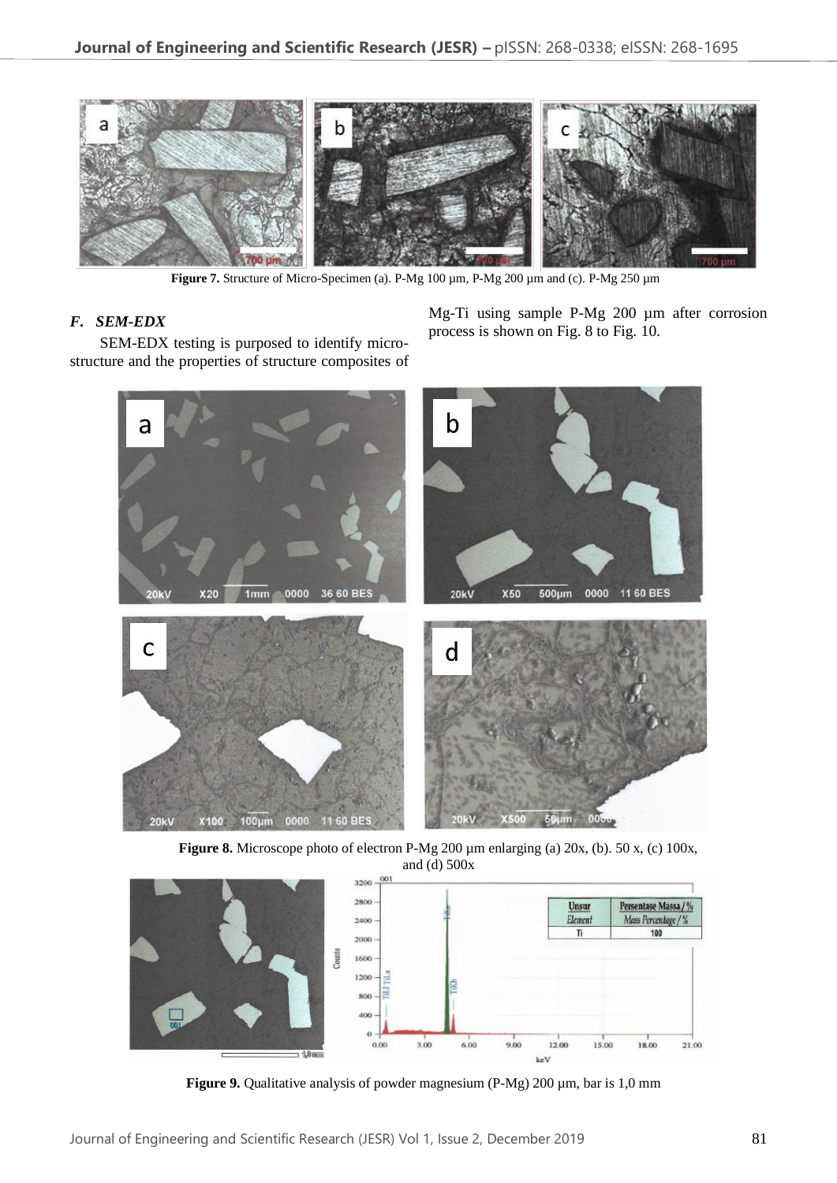Figure 7. Structure of Micro-Specimen (a). P-Mg 100 µm, P-Mg 200 µm and (c). P-Mg 250 µm

### F. SEM-EDX

SEM-EDX testing is purposed to identify micro-structure and the properties of structure composites of Mg-Ti using sample P-Mg 200 µm after corrosion process is shown on Fig. 8 to Fig. 10.

Figure 8. Microscope photo of electron P-Mg 200 µm enlarging (a) 20x, (b). 50 x, (c) 100x, and (d) 500x

Figure 9. Qualitative analysis of powder magnesium (P-Mg) 200 µm, bar is 1,0 mm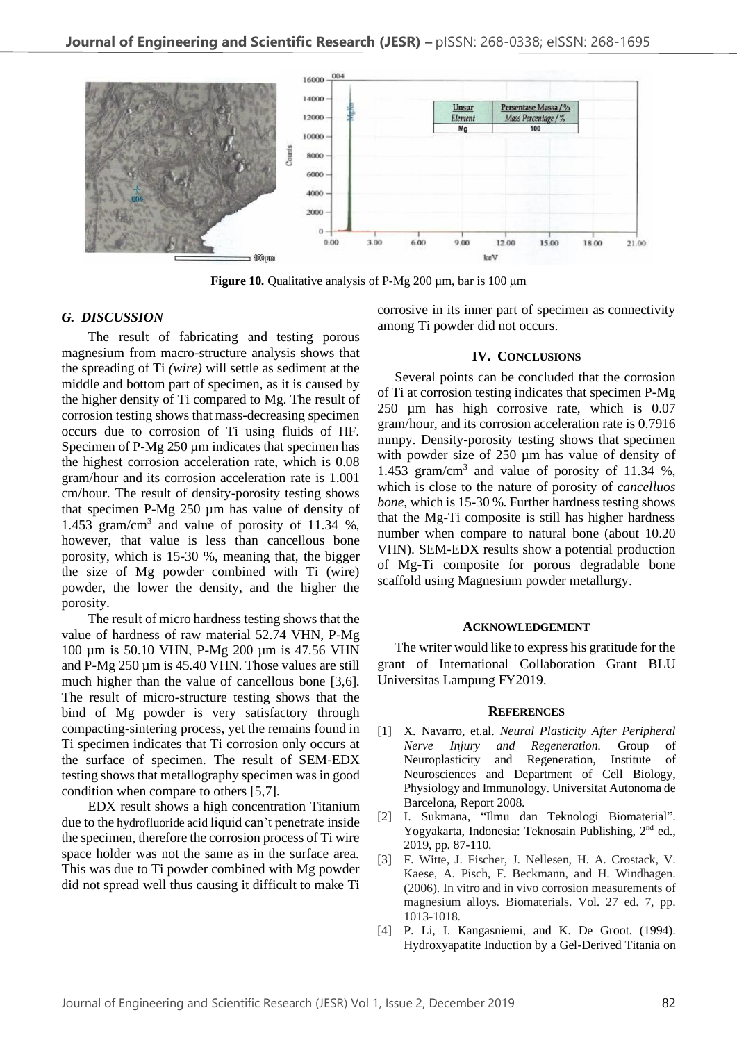**Figure 10.** Qualitative analysis of P-Mg 200 µm, bar is 100 µm

### G. DISCUSSION

The result of fabricating and testing porous magnesium from macro-structure analysis shows that the spreading of Ti *(wire)* will settle as sediment at the middle and bottom part of specimen, as it is caused by the higher density of Ti compared to Mg. The result of corrosion testing shows that mass-decreasing specimen occurs due to corrosion of Ti using fluids of HF. Specimen of P-Mg 250 µm indicates that specimen has the highest corrosion acceleration rate, which is 0.08 gram/hour and its corrosion acceleration rate is 1.001 cm/hour. The result of density-porosity testing shows that specimen P-Mg 250 µm has value of density of 1.453 gram/cm$^3$ and value of porosity of 11.34 %, however, that value is less than cancellous bone porosity, which is 15-30 %, meaning that, the bigger the size of Mg powder combined with Ti (wire) powder, the lower the density, and the higher the porosity.

The result of micro hardness testing shows that the value of hardness of raw material 52.74 VHN, P-Mg 100 µm is 50.10 VHN, P-Mg 200 µm is 47.56 VHN and P-Mg 250 µm is 45.40 VHN. Those values are still much higher than the value of cancellous bone [3,6]. The result of micro-structure testing shows that the bind of Mg powder is very satisfactory through compacting-sintering process, yet the remains found in Ti specimen indicates that Ti corrosion only occurs at the surface of specimen. The result of SEM-EDX testing shows that metallography specimen was in good condition when compare to others [5,7].

EDX result shows a high concentration Titanium due to the hydrofluoride acid liquid can't penetrate inside the specimen, therefore the corrosion process of Ti wire space holder was not the same as in the surface area. This was due to Ti powder combined with Mg powder did not spread well thus causing it difficult to make Ti corrosive in its inner part of specimen as connectivity among Ti powder did not occurs.

## IV. CONCLUSIONS

Several points can be concluded that the corrosion of Ti at corrosion testing indicates that specimen P-Mg 250 µm has high corrosive rate, which is 0.07 gram/hour, and its corrosion acceleration rate is 0.7916 mmpy. Density-porosity testing shows that specimen with powder size of 250 µm has value of density of 1.453 gram/cm$^3$ and value of porosity of 11.34 %, which is close to the nature of porosity of *cancelluos bone*, which is 15-30 %. Further hardness testing shows that the Mg-Ti composite is still has higher hardness number when compare to natural bone (about 10.20 VHN). SEM-EDX results show a potential production of Mg-Ti composite for porous degradable bone scaffold using Magnesium powder metallurgy.

## ACKNOWLEDGEMENT

The writer would like to express his gratitude for the grant of International Collaboration Grant BLU Universitas Lampung FY2019.

## REFERENCES

[1] X. Navarro, et.al. *Neural Plasticity After Peripheral Nerve Injury and Regeneration.* Group of Neuroplasticity and Regeneration, Institute of Neurosciences and Department of Cell Biology, Physiology and Immunology. Universitat Autonoma de Barcelona, Report 2008.

[2] I. Sukmana, "Ilmu dan Teknologi Biomaterial". Yogyakarta, Indonesia: Teknosain Publishing, 2nd ed., 2019, pp. 87-110.

[3] F. Witte, J. Fischer, J. Nellesen, H. A. Crostack, V. Kaese, A. Pisch, F. Beckmann, and H. Windhagen. (2006). In vitro and in vivo corrosion measurements of magnesium alloys. Biomaterials. Vol. 27 ed. 7, pp. 1013-1018.

[4] P. Li, I. Kangasniemi, and K. De Groot. (1994). Hydroxyapatite Induction by a Gel-Derived Titania on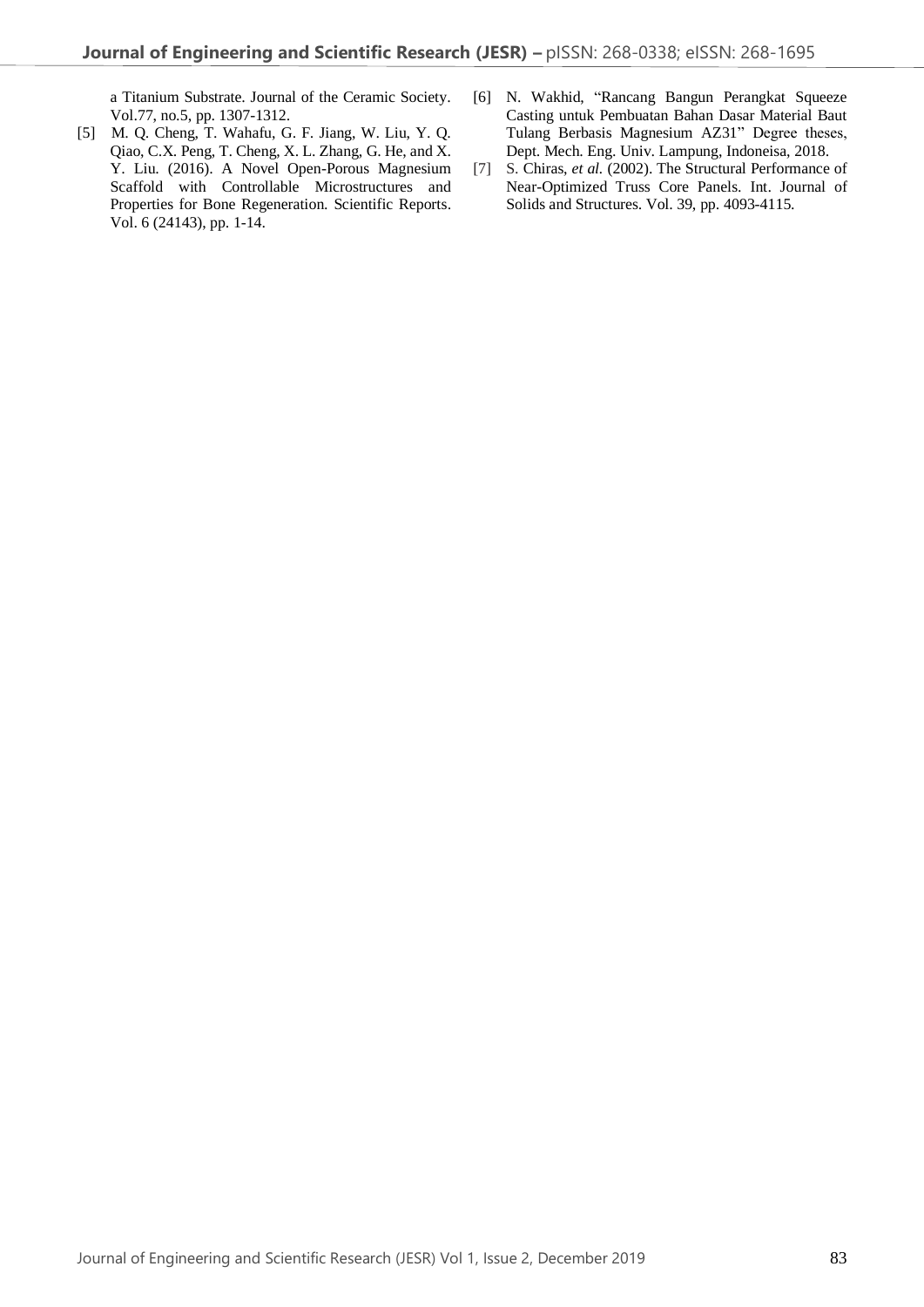a Titanium Substrate. Journal of the Ceramic Society. Vol.77, no.5, pp. 1307-1312.

[5] M. Q. Cheng, T. Wahafu, G. F. Jiang, W. Liu, Y. Q. Qiao, C.X. Peng, T. Cheng, X. L. Zhang, G. He, and X. Y. Liu. (2016). A Novel Open-Porous Magnesium Scaffold with Controllable Microstructures and Properties for Bone Regeneration. Scientific Reports. Vol. 6 (24143), pp. 1-14.

[6] N. Wakhid, "Rancang Bangun Perangkat Squeeze Casting untuk Pembuatan Bahan Dasar Material Baut Tulang Berbasis Magnesium AZ31" Degree theses, Dept. Mech. Eng. Univ. Lampung, Indoneisa, 2018.

[7] S. Chiras, *et al.* (2002). The Structural Performance of Near-Optimized Truss Core Panels. Int. Journal of Solids and Structures. Vol. 39, pp. 4093-4115.